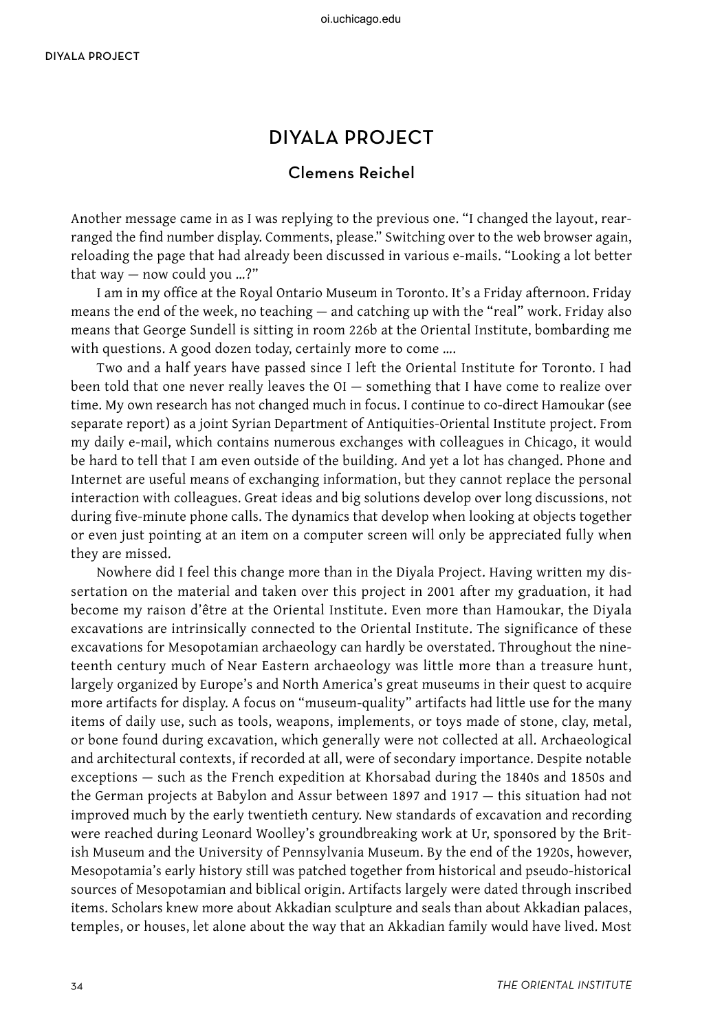# DIYALA PROJECT

## Clemens Reichel

Another message came in as I was replying to the previous one. "I changed the layout, rearranged the find number display. Comments, please." Switching over to the web browser again, reloading the page that had already been discussed in various e-mails. "Looking a lot better that way — now could you …?"

I am in my office at the Royal Ontario Museum in Toronto. It's a Friday afternoon. Friday means the end of the week, no teaching — and catching up with the "real" work. Friday also means that George Sundell is sitting in room 226b at the Oriental Institute, bombarding me with questions. A good dozen today, certainly more to come ….

Two and a half years have passed since I left the Oriental Institute for Toronto. I had been told that one never really leaves the OI — something that I have come to realize over time. My own research has not changed much in focus. I continue to co-direct Hamoukar (see separate report) as a joint Syrian Department of Antiquities-Oriental Institute project. From my daily e-mail, which contains numerous exchanges with colleagues in Chicago, it would be hard to tell that I am even outside of the building. And yet a lot has changed. Phone and Internet are useful means of exchanging information, but they cannot replace the personal interaction with colleagues. Great ideas and big solutions develop over long discussions, not during five-minute phone calls. The dynamics that develop when looking at objects together or even just pointing at an item on a computer screen will only be appreciated fully when they are missed.

Nowhere did I feel this change more than in the Diyala Project. Having written my dissertation on the material and taken over this project in 2001 after my graduation, it had become my raison d'être at the Oriental Institute. Even more than Hamoukar, the Diyala excavations are intrinsically connected to the Oriental Institute. The significance of these excavations for Mesopotamian archaeology can hardly be overstated. Throughout the nineteenth century much of Near Eastern archaeology was little more than a treasure hunt, largely organized by Europe's and North America's great museums in their quest to acquire more artifacts for display. A focus on "museum-quality" artifacts had little use for the many items of daily use, such as tools, weapons, implements, or toys made of stone, clay, metal, or bone found during excavation, which generally were not collected at all. Archaeological and architectural contexts, if recorded at all, were of secondary importance. Despite notable exceptions — such as the French expedition at Khorsabad during the 1840s and 1850s and the German projects at Babylon and Assur between 1897 and 1917 — this situation had not improved much by the early twentieth century. New standards of excavation and recording were reached during Leonard Woolley's groundbreaking work at Ur, sponsored by the British Museum and the University of Pennsylvania Museum. By the end of the 1920s, however, Mesopotamia's early history still was patched together from historical and pseudo-historical sources of Mesopotamian and biblical origin. Artifacts largely were dated through inscribed items. Scholars knew more about Akkadian sculpture and seals than about Akkadian palaces, temples, or houses, let alone about the way that an Akkadian family would have lived. Most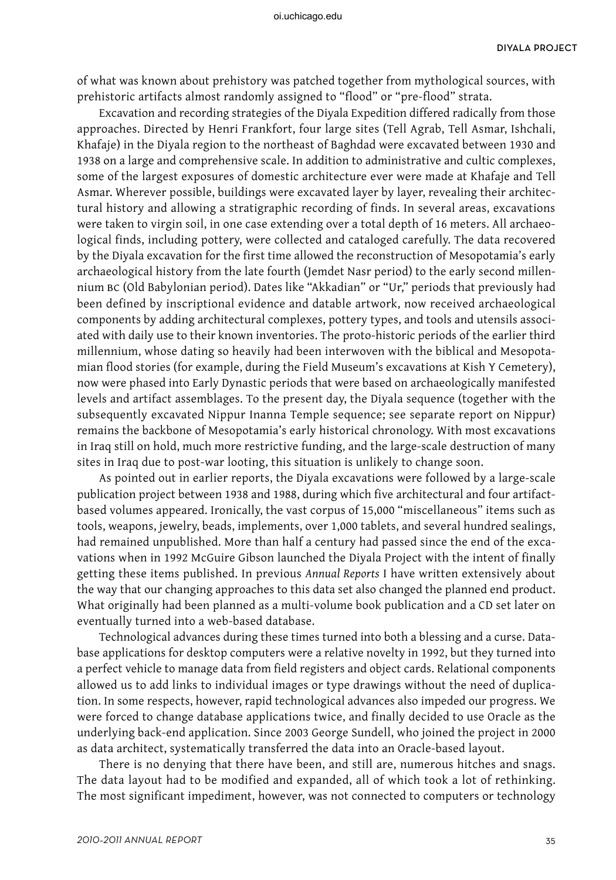of what was known about prehistory was patched together from mythological sources, with prehistoric artifacts almost randomly assigned to "flood" or "pre-flood" strata.

Excavation and recording strategies of the Diyala Expedition differed radically from those approaches. Directed by Henri Frankfort, four large sites (Tell Agrab, Tell Asmar, Ishchali, Khafaje) in the Diyala region to the northeast of Baghdad were excavated between 1930 and 1938 on a large and comprehensive scale. In addition to administrative and cultic complexes, some of the largest exposures of domestic architecture ever were made at Khafaje and Tell Asmar. Wherever possible, buildings were excavated layer by layer, revealing their architectural history and allowing a stratigraphic recording of finds. In several areas, excavations were taken to virgin soil, in one case extending over a total depth of 16 meters. All archaeological finds, including pottery, were collected and cataloged carefully. The data recovered by the Diyala excavation for the first time allowed the reconstruction of Mesopotamia's early archaeological history from the late fourth (Jemdet Nasr period) to the early second millennium BC (Old Babylonian period). Dates like "Akkadian" or "Ur," periods that previously had been defined by inscriptional evidence and datable artwork, now received archaeological components by adding architectural complexes, pottery types, and tools and utensils associated with daily use to their known inventories. The proto-historic periods of the earlier third millennium, whose dating so heavily had been interwoven with the biblical and Mesopotamian flood stories (for example, during the Field Museum's excavations at Kish Y Cemetery), now were phased into Early Dynastic periods that were based on archaeologically manifested levels and artifact assemblages. To the present day, the Diyala sequence (together with the subsequently excavated Nippur Inanna Temple sequence; see separate report on Nippur) remains the backbone of Mesopotamia's early historical chronology. With most excavations in Iraq still on hold, much more restrictive funding, and the large-scale destruction of many sites in Iraq due to post-war looting, this situation is unlikely to change soon.

As pointed out in earlier reports, the Diyala excavations were followed by a large-scale publication project between 1938 and 1988, during which five architectural and four artifact-based volumes appeared. Ironically, the vast corpus of 15,000 "miscellaneous" items such as tools, weapons, jewelry, beads, implements, over 1,000 tablets, and several hundred sealings, had remained unpublished. More than half a century had passed since the end of the excavations when in 1992 McGuire Gibson launched the Diyala Project with the intent of finally getting these items published. In previous *Annual Reports* I have written extensively about the way that our changing approaches to this data set also changed the planned end product. What originally had been planned as a multi-volume book publication and a CD set later on eventually turned into a web-based database.

Technological advances during these times turned into both a blessing and a curse. Database applications for desktop computers were a relative novelty in 1992, but they turned into a perfect vehicle to manage data from field registers and object cards. Relational components allowed us to add links to individual images or type drawings without the need of duplication. In some respects, however, rapid technological advances also impeded our progress. We were forced to change database applications twice, and finally decided to use Oracle as the underlying back-end application. Since 2003 George Sundell, who joined the project in 2000 as data architect, systematically transferred the data into an Oracle-based layout.

There is no denying that there have been, and still are, numerous hitches and snags. The data layout had to be modified and expanded, all of which took a lot of rethinking. The most significant impediment, however, was not connected to computers or technology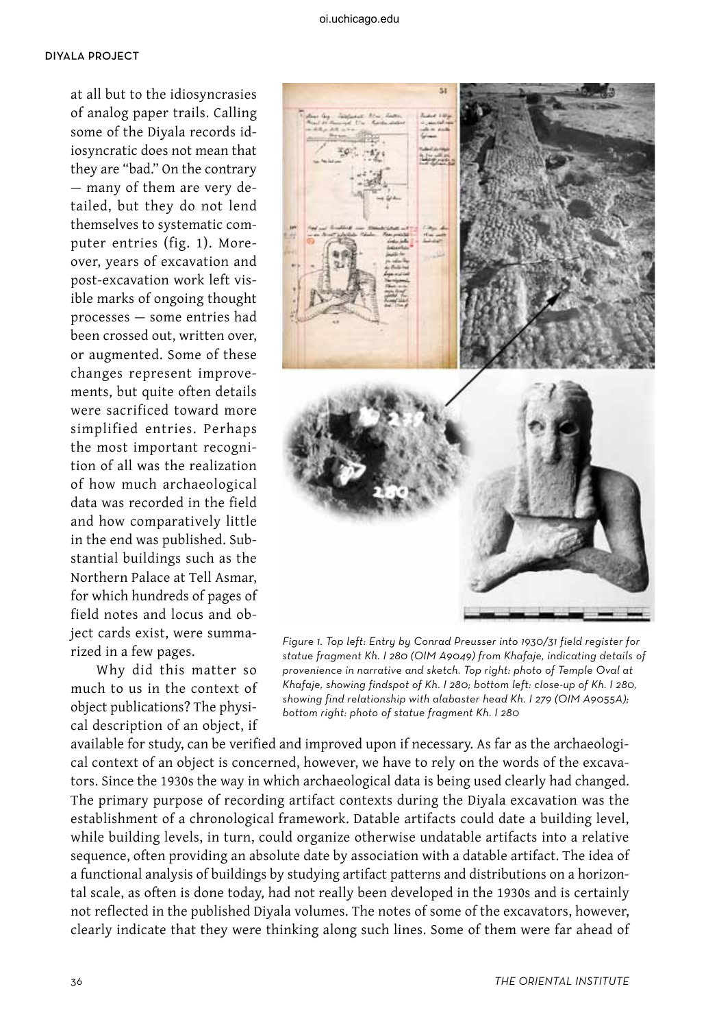at all but to the idiosyncrasies of analog paper trails. Calling some of the Diyala records idiosyncratic does not mean that they are "bad." On the contrary — many of them are very detailed, but they do not lend themselves to systematic computer entries (fig. 1). Moreover, years of excavation and post-excavation work left visible marks of ongoing thought processes — some entries had been crossed out, written over, or augmented. Some of these changes represent improvements, but quite often details were sacrificed toward more simplified entries. Perhaps the most important recognition of all was the realization of how much archaeological data was recorded in the field and how comparatively little in the end was published. Substantial buildings such as the Northern Palace at Tell Asmar, for which hundreds of pages of field notes and locus and object cards exist, were summarized in a few pages.

*Figure 1. Top left: Entry by Conrad Preusser into 1930/31 field register for statue fragment Kh. I 280 (OIM A9049) from Khafaje, indicating details of provenience in narrative and sketch. Top right: photo of Temple Oval at Khafaje, showing findspot of Kh. I 280; bottom left: close-up of Kh. I 280, showing find relationship with alabaster head Kh. I 279 (OIM A9055A); bottom right: photo of statue fragment Kh. I 280*

Why did this matter so much to us in the context of object publications? The physical description of an object, if available for study, can be verified and improved upon if necessary. As far as the archaeological context of an object is concerned, however, we have to rely on the words of the excavators. Since the 1930s the way in which archaeological data is being used clearly had changed. The primary purpose of recording artifact contexts during the Diyala excavation was the establishment of a chronological framework. Datable artifacts could date a building level, while building levels, in turn, could organize otherwise undatable artifacts into a relative sequence, often providing an absolute date by association with a datable artifact. The idea of a functional analysis of buildings by studying artifact patterns and distributions on a horizontal scale, as often is done today, had not really been developed in the 1930s and is certainly not reflected in the published Diyala volumes. The notes of some of the excavators, however, clearly indicate that they were thinking along such lines. Some of them were far ahead of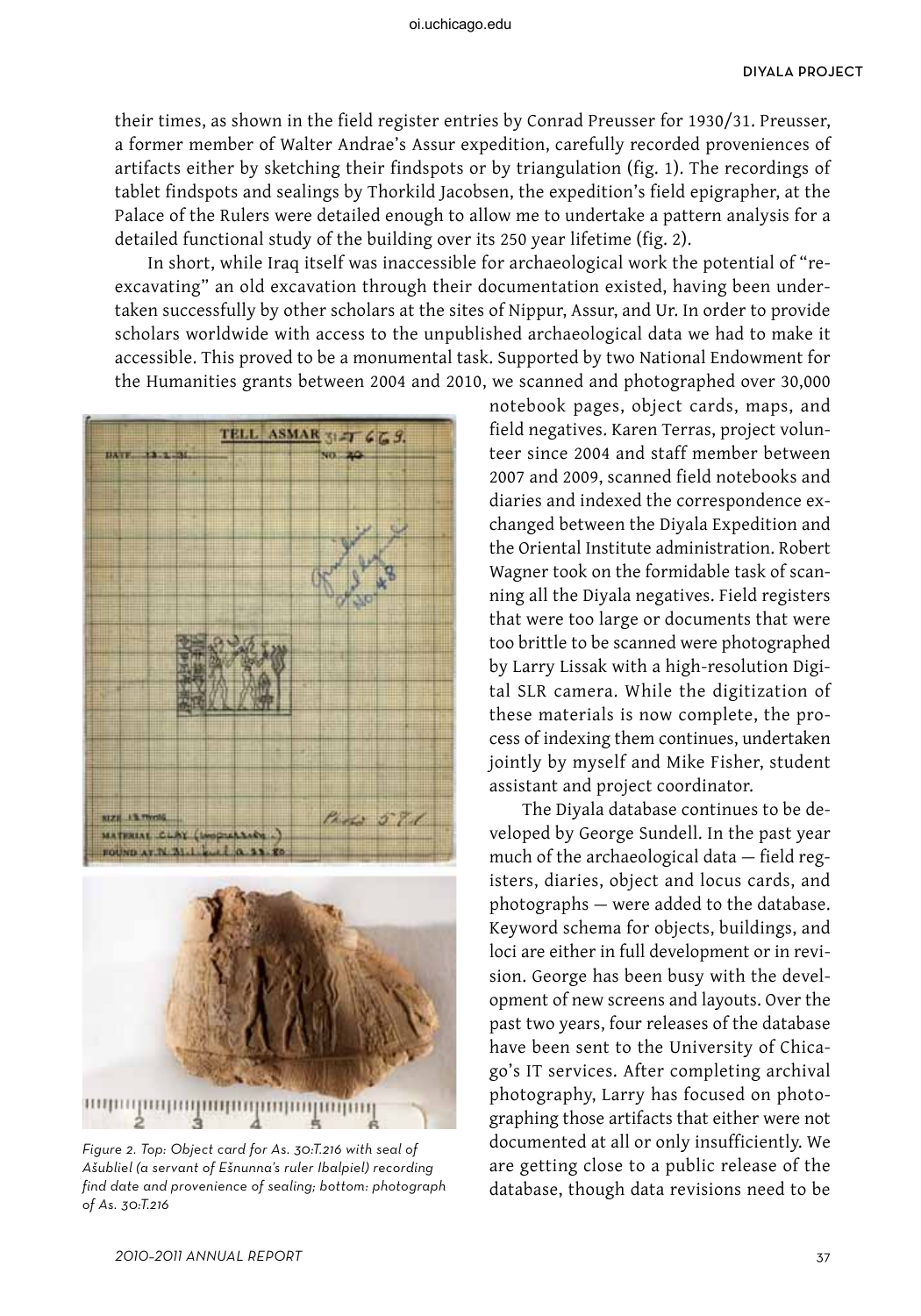their times, as shown in the field register entries by Conrad Preusser for 1930/31. Preusser, a former member of Walter Andrae's Assur expedition, carefully recorded proveniences of artifacts either by sketching their findspots or by triangulation (fig. 1). The recordings of tablet findspots and sealings by Thorkild Jacobsen, the expedition's field epigrapher, at the Palace of the Rulers were detailed enough to allow me to undertake a pattern analysis for a detailed functional study of the building over its 250 year lifetime (fig. 2).

In short, while Iraq itself was inaccessible for archaeological work the potential of "re-excavating" an old excavation through their documentation existed, having been undertaken successfully by other scholars at the sites of Nippur, Assur, and Ur. In order to provide scholars worldwide with access to the unpublished archaeological data we had to make it accessible. This proved to be a monumental task. Supported by two National Endowment for the Humanities grants between 2004 and 2010, we scanned and photographed over 30,000 notebook pages, object cards, maps, and field negatives. Karen Terras, project volunteer since 2004 and staff member between 2007 and 2009, scanned field notebooks and diaries and indexed the correspondence exchanged between the Diyala Expedition and the Oriental Institute administration. Robert Wagner took on the formidable task of scanning all the Diyala negatives. Field registers that were too large or documents that were too brittle to be scanned were photographed by Larry Lissak with a high-resolution Digital SLR camera. While the digitization of these materials is now complete, the process of indexing them continues, undertaken jointly by myself and Mike Fisher, student assistant and project coordinator.

*Figure 2. Top: Object card for As. 30:T.216 with seal of Ašubliel (a servant of Ešnunna's ruler Ibalpiel) recording find date and provenience of sealing; bottom: photograph of As. 30:T.216*

The Diyala database continues to be developed by George Sundell. In the past year much of the archaeological data — field registers, diaries, object and locus cards, and photographs — were added to the database. Keyword schema for objects, buildings, and loci are either in full development or in revision. George has been busy with the development of new screens and layouts. Over the past two years, four releases of the database have been sent to the University of Chicago's IT services. After completing archival photography, Larry has focused on photographing those artifacts that either were not documented at all or only insufficiently. We are getting close to a public release of the database, though data revisions need to be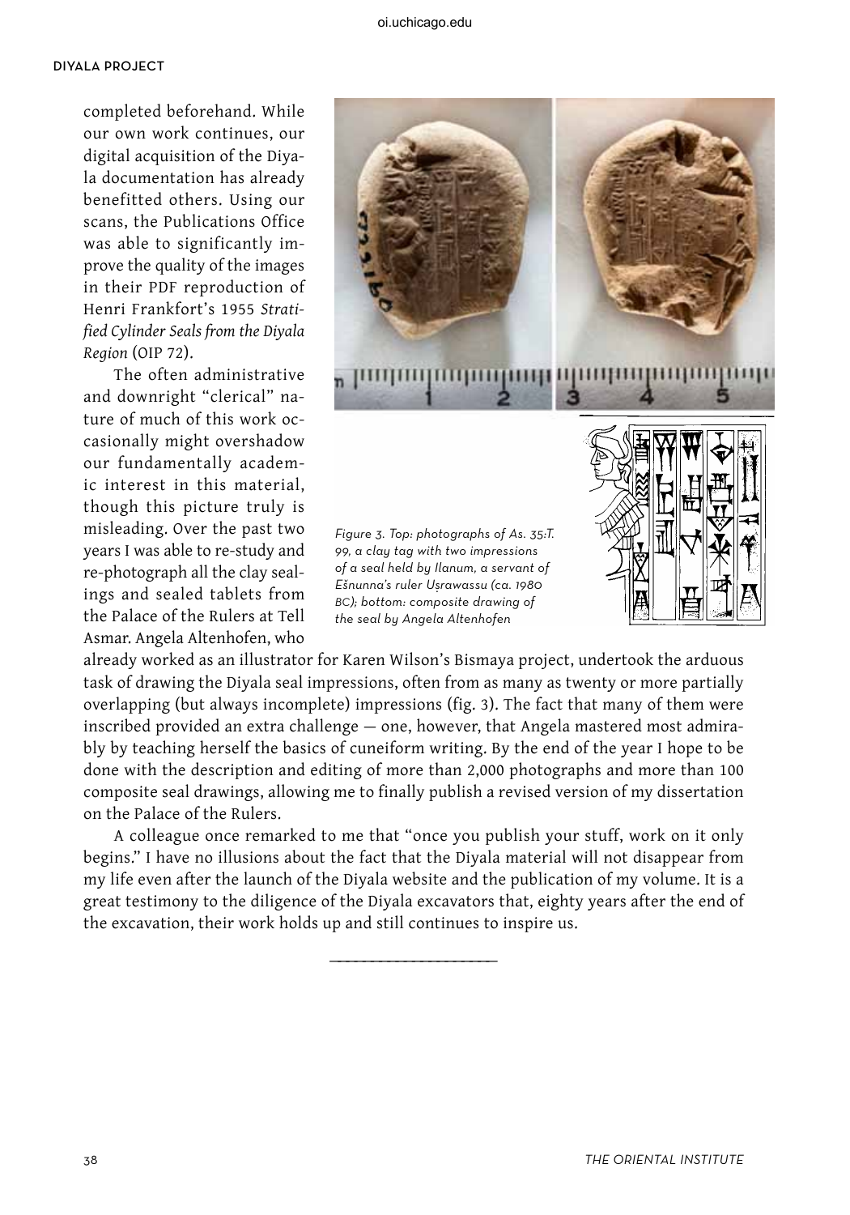completed beforehand. While our own work continues, our digital acquisition of the Diyala documentation has already benefitted others. Using our scans, the Publications Office was able to significantly improve the quality of the images in their PDF reproduction of Henri Frankfort's 1955 *Stratified Cylinder Seals from the Diyala Region* (OIP 72).

The often administrative and downright "clerical" nature of much of this work occasionally might overshadow our fundamentally academic interest in this material, though this picture truly is misleading. Over the past two years I was able to re-study and re-photograph all the clay sealings and sealed tablets from the Palace of the Rulers at Tell Asmar. Angela Altenhofen, who already worked as an illustrator for Karen Wilson's Bismaya project, undertook the arduous task of drawing the Diyala seal impressions, often from as many as twenty or more partially overlapping (but always incomplete) impressions (fig. 3). The fact that many of them were inscribed provided an extra challenge — one, however, that Angela mastered most admirably by teaching herself the basics of cuneiform writing. By the end of the year I hope to be done with the description and editing of more than 2,000 photographs and more than 100 composite seal drawings, allowing me to finally publish a revised version of my dissertation on the Palace of the Rulers.

*Figure 3. Top: photographs of As. 35:T. 99, a clay tag with two impressions of a seal held by Ilanum, a servant of Ešnunna's ruler Uṣrawassu (ca. 1980 BC); bottom: composite drawing of the seal by Angela Altenhofen*

A colleague once remarked to me that "once you publish your stuff, work on it only begins." I have no illusions about the fact that the Diyala material will not disappear from my life even after the launch of the Diyala website and the publication of my volume. It is a great testimony to the diligence of the Diyala excavators that, eighty years after the end of the excavation, their work holds up and still continues to inspire us.

---